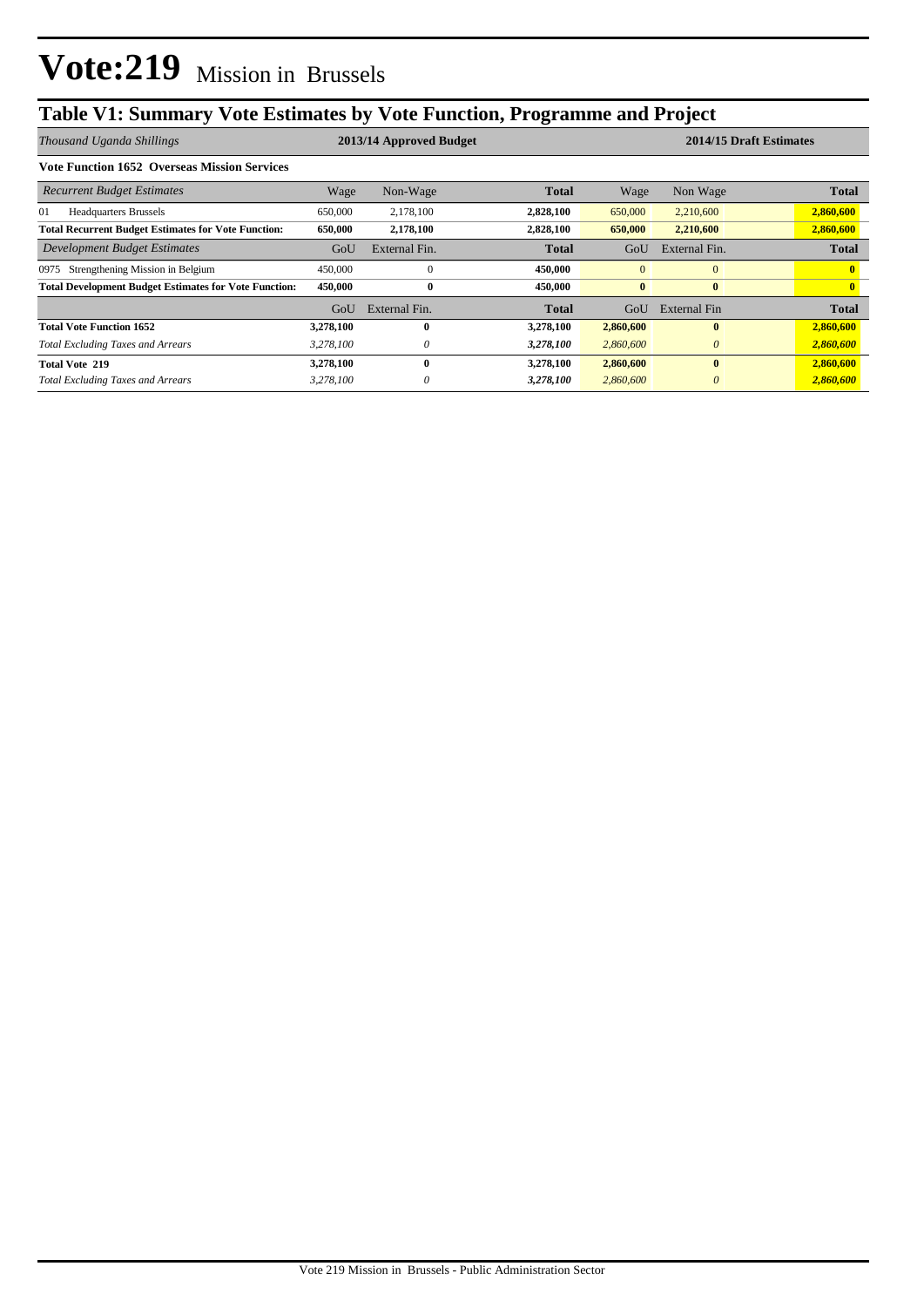# Vote:219 Mission in Brussels

## Table V1: Summary Vote Estimates by Vote Function, Programme and Project

| *Thousand Uganda Shillings* | 2013/14 Approved Budget | | | 2014/15 Draft Estimates | | |
|---|---|---|---|---|---|---|
| **Vote Function 1652 Overseas Mission Services** | | | | | | |
| *Recurrent Budget Estimates* | Wage | Non-Wage | **Total** | Wage | Non Wage | **Total** |
| 01 Headquarters Brussels | 650,000 | 2,178,100 | **2,828,100** | 650,000 | 2,210,600 | **2,860,600** |
| **Total Recurrent Budget Estimates for Vote Function:** | **650,000** | **2,178,100** | **2,828,100** | **650,000** | **2,210,600** | **2,860,600** |
| *Development Budget Estimates* | GoU | External Fin. | **Total** | GoU | External Fin. | **Total** |
| 0975 Strengthening Mission in Belgium | 450,000 | 0 | **450,000** | 0 | 0 | **0** |
| **Total Development Budget Estimates for Vote Function:** | **450,000** | **0** | **450,000** | **0** | **0** | **0** |
| | GoU | External Fin. | **Total** | GoU | External Fin | **Total** |
| **Total Vote Function 1652** | **3,278,100** | **0** | **3,278,100** | **2,860,600** | **0** | **2,860,600** |
| *Total Excluding Taxes and Arrears* | *3,278,100* | *0* | ***3,278,100*** | *2,860,600* | *0* | ***2,860,600*** |
| **Total Vote 219** | **3,278,100** | **0** | **3,278,100** | **2,860,600** | **0** | **2,860,600** |
| *Total Excluding Taxes and Arrears* | *3,278,100* | *0* | ***3,278,100*** | *2,860,600* | *0* | ***2,860,600*** |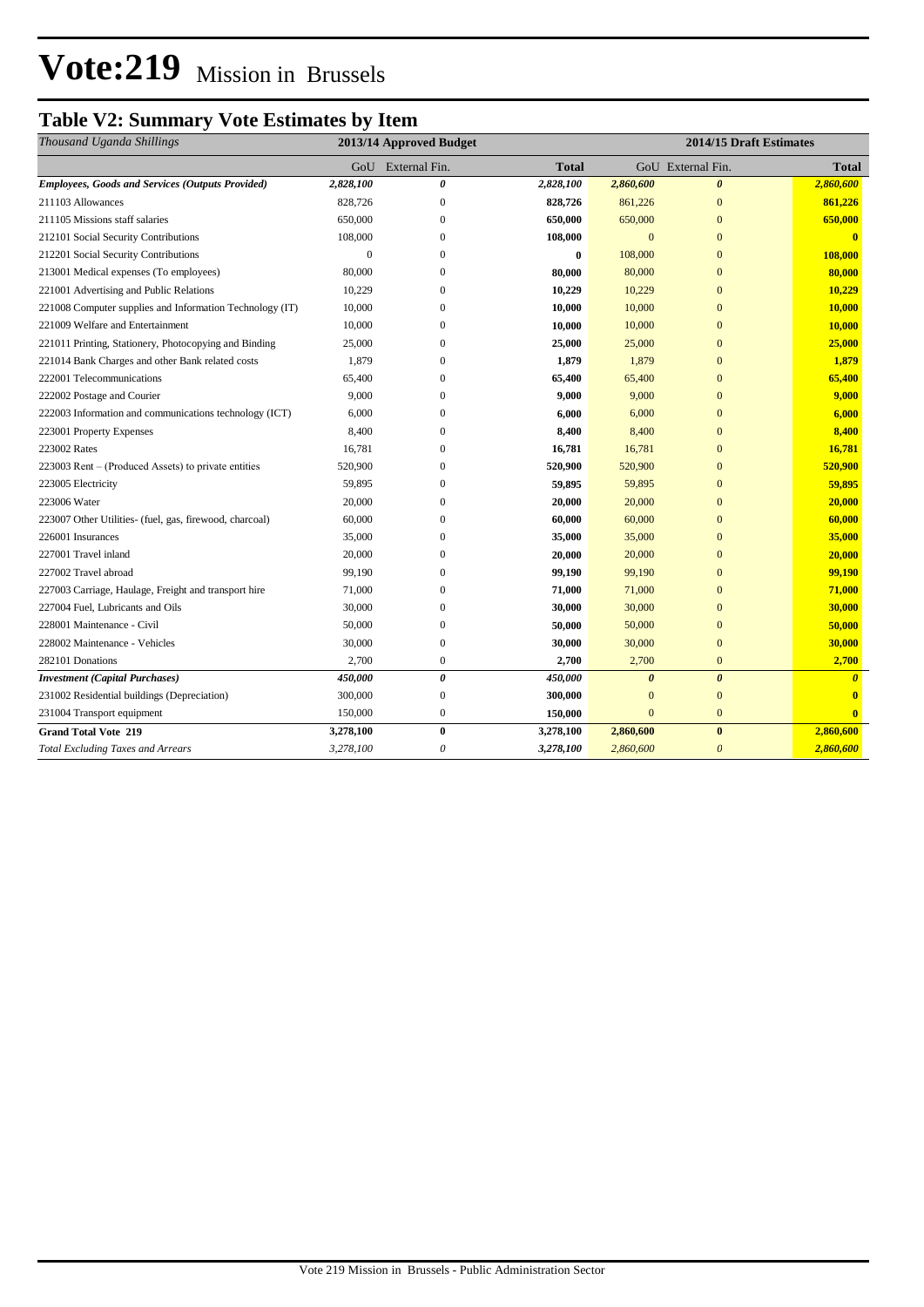# Vote:219 Mission in Brussels

## Table V2: Summary Vote Estimates by Item

| *Thousand Uganda Shillings* | 2013/14 Approved Budget | | | 2014/15 Draft Estimates | | |
|---|---|---|---|---|---|---|
| | GoU | External Fin. | **Total** | GoU | External Fin. | **Total** |
| ***Employees, Goods and Services (Outputs Provided)*** | ***2,828,100*** | ***0*** | ***2,828,100*** | ***2,860,600*** | ***0*** | ***2,860,600*** |
| 211103 Allowances | 828,726 | 0 | **828,726** | 861,226 | 0 | **861,226** |
| 211105 Missions staff salaries | 650,000 | 0 | **650,000** | 650,000 | 0 | **650,000** |
| 212101 Social Security Contributions | 108,000 | 0 | **108,000** | 0 | 0 | **0** |
| 212201 Social Security Contributions | 0 | 0 | **0** | 108,000 | 0 | **108,000** |
| 213001 Medical expenses (To employees) | 80,000 | 0 | **80,000** | 80,000 | 0 | **80,000** |
| 221001 Advertising and Public Relations | 10,229 | 0 | **10,229** | 10,229 | 0 | **10,229** |
| 221008 Computer supplies and Information Technology (IT) | 10,000 | 0 | **10,000** | 10,000 | 0 | **10,000** |
| 221009 Welfare and Entertainment | 10,000 | 0 | **10,000** | 10,000 | 0 | **10,000** |
| 221011 Printing, Stationery, Photocopying and Binding | 25,000 | 0 | **25,000** | 25,000 | 0 | **25,000** |
| 221014 Bank Charges and other Bank related costs | 1,879 | 0 | **1,879** | 1,879 | 0 | **1,879** |
| 222001 Telecommunications | 65,400 | 0 | **65,400** | 65,400 | 0 | **65,400** |
| 222002 Postage and Courier | 9,000 | 0 | **9,000** | 9,000 | 0 | **9,000** |
| 222003 Information and communications technology (ICT) | 6,000 | 0 | **6,000** | 6,000 | 0 | **6,000** |
| 223001 Property Expenses | 8,400 | 0 | **8,400** | 8,400 | 0 | **8,400** |
| 223002 Rates | 16,781 | 0 | **16,781** | 16,781 | 0 | **16,781** |
| 223003 Rent – (Produced Assets) to private entities | 520,900 | 0 | **520,900** | 520,900 | 0 | **520,900** |
| 223005 Electricity | 59,895 | 0 | **59,895** | 59,895 | 0 | **59,895** |
| 223006 Water | 20,000 | 0 | **20,000** | 20,000 | 0 | **20,000** |
| 223007 Other Utilities- (fuel, gas, firewood, charcoal) | 60,000 | 0 | **60,000** | 60,000 | 0 | **60,000** |
| 226001 Insurances | 35,000 | 0 | **35,000** | 35,000 | 0 | **35,000** |
| 227001 Travel inland | 20,000 | 0 | **20,000** | 20,000 | 0 | **20,000** |
| 227002 Travel abroad | 99,190 | 0 | **99,190** | 99,190 | 0 | **99,190** |
| 227003 Carriage, Haulage, Freight and transport hire | 71,000 | 0 | **71,000** | 71,000 | 0 | **71,000** |
| 227004 Fuel, Lubricants and Oils | 30,000 | 0 | **30,000** | 30,000 | 0 | **30,000** |
| 228001 Maintenance - Civil | 50,000 | 0 | **50,000** | 50,000 | 0 | **50,000** |
| 228002 Maintenance - Vehicles | 30,000 | 0 | **30,000** | 30,000 | 0 | **30,000** |
| 282101 Donations | 2,700 | 0 | **2,700** | 2,700 | 0 | **2,700** |
| ***Investment (Capital Purchases)*** | ***450,000*** | ***0*** | ***450,000*** | ***0*** | ***0*** | ***0*** |
| 231002 Residential buildings (Depreciation) | 300,000 | 0 | **300,000** | 0 | 0 | **0** |
| 231004 Transport equipment | 150,000 | 0 | **150,000** | 0 | 0 | **0** |
| **Grand Total Vote 219** | **3,278,100** | **0** | **3,278,100** | **2,860,600** | **0** | **2,860,600** |
| *Total Excluding Taxes and Arrears* | *3,278,100* | *0* | *3,278,100* | *2,860,600* | *0* | *2,860,600* |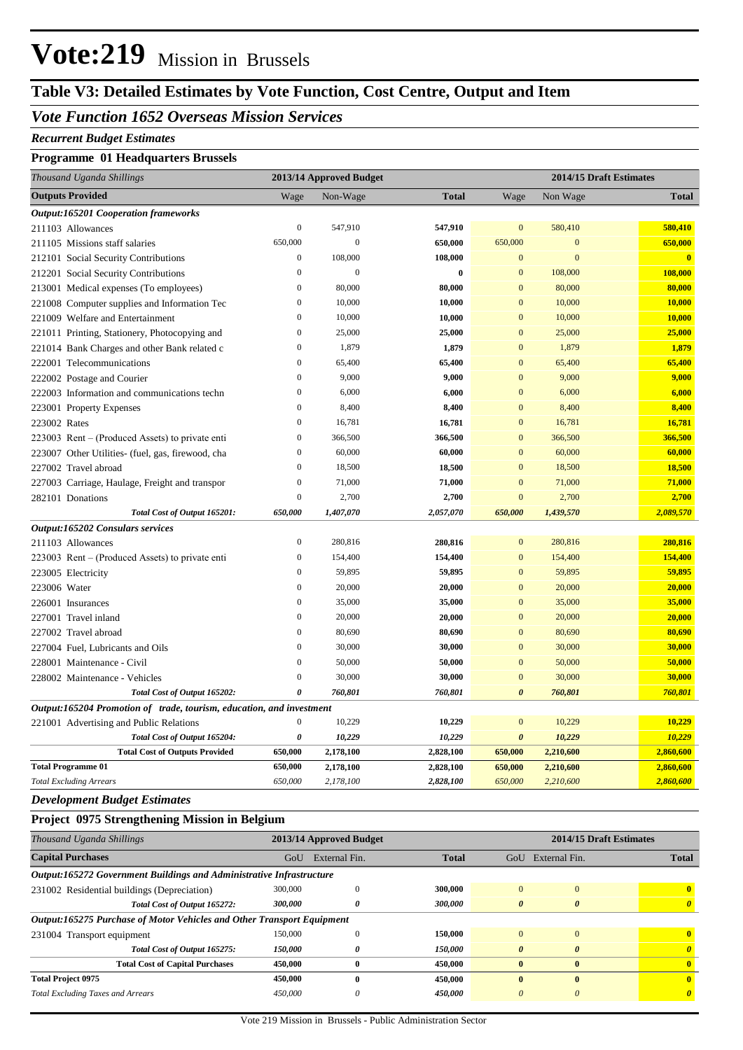# Vote:219 Mission in Brussels

## Table V3: Detailed Estimates by Vote Function, Cost Centre, Output and Item

### *Vote Function 1652 Overseas Mission Services*

***Recurrent Budget Estimates***

**Programme 01 Headquarters Brussels**

| *Thousand Uganda Shillings* | 2013/14 Approved Budget | | | 2014/15 Draft Estimates | | |
|---|---|---|---|---|---|---|
| **Outputs Provided** | Wage | Non-Wage | **Total** | Wage | Non Wage | **Total** |
| ***Output:165201 Cooperation frameworks*** | | | | | | |
| 211103 Allowances | 0 | 547,910 | **547,910** | 0 | 580,410 | **580,410** |
| 211105 Missions staff salaries | 650,000 | 0 | **650,000** | 650,000 | 0 | **650,000** |
| 212101 Social Security Contributions | 0 | 108,000 | **108,000** | 0 | 0 | **0** |
| 212201 Social Security Contributions | 0 | 0 | **0** | 0 | 108,000 | **108,000** |
| 213001 Medical expenses (To employees) | 0 | 80,000 | **80,000** | 0 | 80,000 | **80,000** |
| 221008 Computer supplies and Information Tec | 0 | 10,000 | **10,000** | 0 | 10,000 | **10,000** |
| 221009 Welfare and Entertainment | 0 | 10,000 | **10,000** | 0 | 10,000 | **10,000** |
| 221011 Printing, Stationery, Photocopying and | 0 | 25,000 | **25,000** | 0 | 25,000 | **25,000** |
| 221014 Bank Charges and other Bank related c | 0 | 1,879 | **1,879** | 0 | 1,879 | **1,879** |
| 222001 Telecommunications | 0 | 65,400 | **65,400** | 0 | 65,400 | **65,400** |
| 222002 Postage and Courier | 0 | 9,000 | **9,000** | 0 | 9,000 | **9,000** |
| 222003 Information and communications techn | 0 | 6,000 | **6,000** | 0 | 6,000 | **6,000** |
| 223001 Property Expenses | 0 | 8,400 | **8,400** | 0 | 8,400 | **8,400** |
| 223002 Rates | 0 | 16,781 | **16,781** | 0 | 16,781 | **16,781** |
| 223003 Rent – (Produced Assets) to private enti | 0 | 366,500 | **366,500** | 0 | 366,500 | **366,500** |
| 223007 Other Utilities- (fuel, gas, firewood, cha | 0 | 60,000 | **60,000** | 0 | 60,000 | **60,000** |
| 227002 Travel abroad | 0 | 18,500 | **18,500** | 0 | 18,500 | **18,500** |
| 227003 Carriage, Haulage, Freight and transpor | 0 | 71,000 | **71,000** | 0 | 71,000 | **71,000** |
| 282101 Donations | 0 | 2,700 | **2,700** | 0 | 2,700 | **2,700** |
| ***Total Cost of Output 165201:*** | ***650,000*** | ***1,407,070*** | ***2,057,070*** | ***650,000*** | ***1,439,570*** | ***2,089,570*** |
| ***Output:165202 Consulars services*** | | | | | | |
| 211103 Allowances | 0 | 280,816 | **280,816** | 0 | 280,816 | **280,816** |
| 223003 Rent – (Produced Assets) to private enti | 0 | 154,400 | **154,400** | 0 | 154,400 | **154,400** |
| 223005 Electricity | 0 | 59,895 | **59,895** | 0 | 59,895 | **59,895** |
| 223006 Water | 0 | 20,000 | **20,000** | 0 | 20,000 | **20,000** |
| 226001 Insurances | 0 | 35,000 | **35,000** | 0 | 35,000 | **35,000** |
| 227001 Travel inland | 0 | 20,000 | **20,000** | 0 | 20,000 | **20,000** |
| 227002 Travel abroad | 0 | 80,690 | **80,690** | 0 | 80,690 | **80,690** |
| 227004 Fuel, Lubricants and Oils | 0 | 30,000 | **30,000** | 0 | 30,000 | **30,000** |
| 228001 Maintenance - Civil | 0 | 50,000 | **50,000** | 0 | 50,000 | **50,000** |
| 228002 Maintenance - Vehicles | 0 | 30,000 | **30,000** | 0 | 30,000 | **30,000** |
| ***Total Cost of Output 165202:*** | ***0*** | ***760,801*** | ***760,801*** | ***0*** | ***760,801*** | ***760,801*** |
| ***Output:165204 Promotion of trade, tourism, education, and investment*** | | | | | | |
| 221001 Advertising and Public Relations | 0 | 10,229 | **10,229** | 0 | 10,229 | **10,229** |
| ***Total Cost of Output 165204:*** | ***0*** | ***10,229*** | ***10,229*** | ***0*** | ***10,229*** | ***10,229*** |
| **Total Cost of Outputs Provided** | **650,000** | **2,178,100** | **2,828,100** | **650,000** | **2,210,600** | **2,860,600** |
| **Total Programme 01** | **650,000** | **2,178,100** | **2,828,100** | **650,000** | **2,210,600** | **2,860,600** |
| *Total Excluding Arrears* | *650,000* | *2,178,100* | *2,828,100* | *650,000* | *2,210,600* | *2,860,600* |

***Development Budget Estimates***

**Project 0975 Strengthening Mission in Belgium**

| *Thousand Uganda Shillings* | 2013/14 Approved Budget | | | 2014/15 Draft Estimates | | |
|---|---|---|---|---|---|---|
| **Capital Purchases** | GoU | External Fin. | **Total** | GoU | External Fin. | **Total** |
| ***Output:165272 Government Buildings and Administrative Infrastructure*** | | | | | | |
| 231002 Residential buildings (Depreciation) | 300,000 | 0 | **300,000** | 0 | 0 | **0** |
| ***Total Cost of Output 165272:*** | ***300,000*** | ***0*** | ***300,000*** | ***0*** | ***0*** | ***0*** |
| ***Output:165275 Purchase of Motor Vehicles and Other Transport Equipment*** | | | | | | |
| 231004 Transport equipment | 150,000 | 0 | **150,000** | 0 | 0 | **0** |
| ***Total Cost of Output 165275:*** | ***150,000*** | ***0*** | ***150,000*** | ***0*** | ***0*** | ***0*** |
| **Total Cost of Capital Purchases** | **450,000** | **0** | **450,000** | **0** | **0** | **0** |
| **Total Project 0975** | **450,000** | **0** | **450,000** | **0** | **0** | **0** |
| *Total Excluding Taxes and Arrears* | *450,000* | *0* | *450,000* | *0* | *0* | *0* |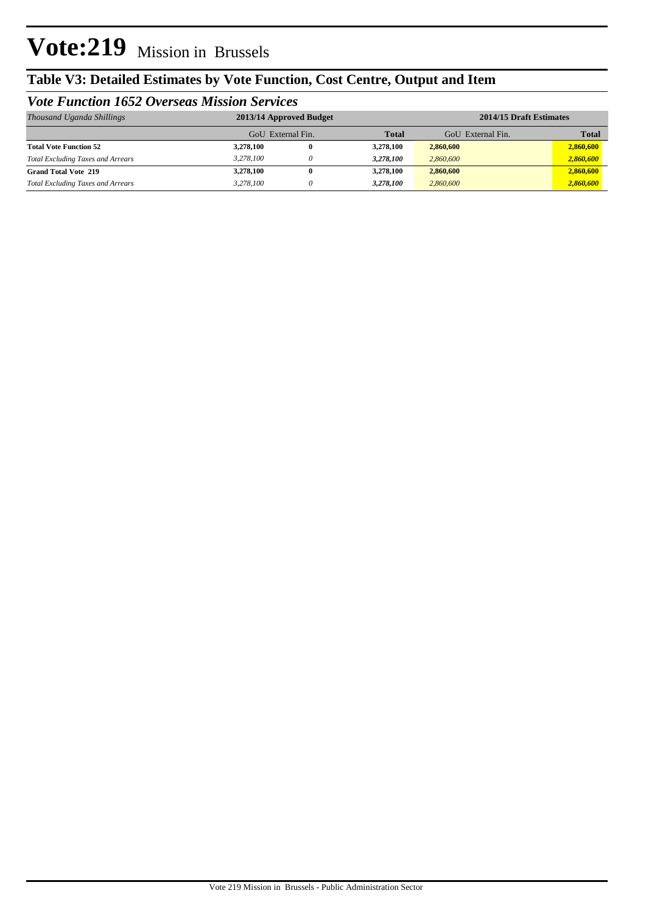# Vote:219 Mission in Brussels

## Table V3: Detailed Estimates by Vote Function, Cost Centre, Output and Item

### *Vote Function 1652 Overseas Mission Services*

| *Thousand Uganda Shillings* | 2013/14 Approved Budget | | | 2014/15 Draft Estimates | | |
|---|---|---|---|---|---|---|
| | GoU | External Fin. | Total | GoU | External Fin. | Total |
| **Total Vote Function 52** | **3,278,100** | **0** | **3,278,100** | **2,860,600** | | **2,860,600** |
| *Total Excluding Taxes and Arrears* | *3,278,100* | *0* | ***3,278,100*** | *2,860,600* | | ***2,860,600*** |
| **Grand Total Vote 219** | **3,278,100** | **0** | **3,278,100** | **2,860,600** | | **2,860,600** |
| *Total Excluding Taxes and Arrears* | *3,278,100* | *0* | ***3,278,100*** | *2,860,600* | | ***2,860,600*** |